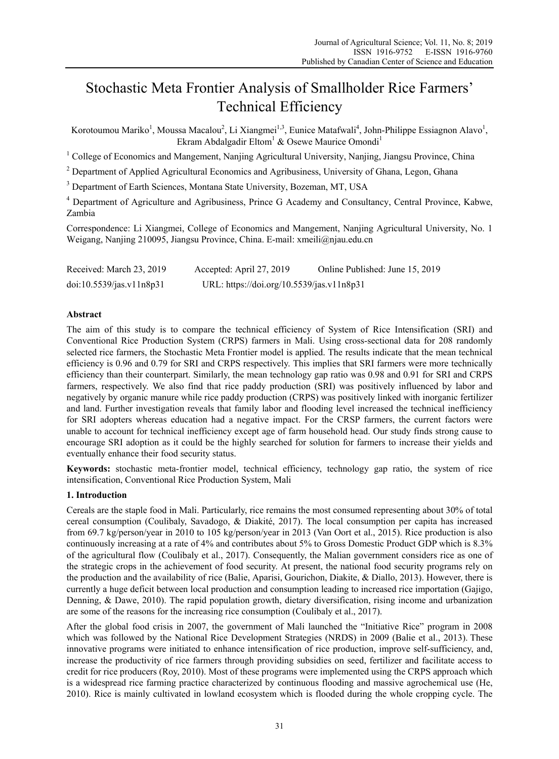# Stochastic Meta Frontier Analysis of Smallholder Rice Farmers' Technical Efficiency

Korotoumou Mariko[1], Moussa Macalou[2], Li Xiangmei[1,3], Eunice Matafwali[4], John-Philippe Essiagnon Alavo[1], Ekram Abdalgadir Eltom[1] & Osewe Maurice Omondi[1]

[1] College of Economics and Mangement, Nanjing Agricultural University, Nanjing, Jiangsu Province, China

[2] Department of Applied Agricultural Economics and Agribusiness, University of Ghana, Legon, Ghana

[3] Department of Earth Sciences, Montana State University, Bozeman, MT, USA

[4] Department of Agriculture and Agribusiness, Prince G Academy and Consultancy, Central Province, Kabwe, Zambia

Correspondence: Li Xiangmei, College of Economics and Mangement, Nanjing Agricultural University, No. 1 Weigang, Nanjing 210095, Jiangsu Province, China. E-mail: xmeili@njau.edu.cn

Received: March 23, 2019 Accepted: April 27, 2019 Online Published: June 15, 2019

doi:10.5539/jas.v11n8p31 URL: https://doi.org/10.5539/jas.v11n8p31

## Abstract

The aim of this study is to compare the technical efficiency of System of Rice Intensification (SRI) and Conventional Rice Production System (CRPS) farmers in Mali. Using cross-sectional data for 208 randomly selected rice farmers, the Stochastic Meta Frontier model is applied. The results indicate that the mean technical efficiency is 0.96 and 0.79 for SRI and CRPS respectively. This implies that SRI farmers were more technically efficiency than their counterpart. Similarly, the mean technology gap ratio was 0.98 and 0.91 for SRI and CRPS farmers, respectively. We also find that rice paddy production (SRI) was positively influenced by labor and negatively by organic manure while rice paddy production (CRPS) was positively linked with inorganic fertilizer and land. Further investigation reveals that family labor and flooding level increased the technical inefficiency for SRI adopters whereas education had a negative impact. For the CRSP farmers, the current factors were unable to account for technical inefficiency except age of farm household head. Our study finds strong cause to encourage SRI adoption as it could be the highly searched for solution for farmers to increase their yields and eventually enhance their food security status.

**Keywords:** stochastic meta-frontier model, technical efficiency, technology gap ratio, the system of rice intensification, Conventional Rice Production System, Mali

## 1. Introduction

Cereals are the staple food in Mali. Particularly, rice remains the most consumed representing about 30% of total cereal consumption (Coulibaly, Savadogo, & Diakité, 2017). The local consumption per capita has increased from 69.7 kg/person/year in 2010 to 105 kg/person/year in 2013 (Van Oort et al., 2015). Rice production is also continuously increasing at a rate of 4% and contributes about 5% to Gross Domestic Product GDP which is 8.3% of the agricultural flow (Coulibaly et al., 2017). Consequently, the Malian government considers rice as one of the strategic crops in the achievement of food security. At present, the national food security programs rely on the production and the availability of rice (Balie, Aparisi, Gourichon, Diakite, & Diallo, 2013). However, there is currently a huge deficit between local production and consumption leading to increased rice importation (Gajigo, Denning, & Dawe, 2010). The rapid population growth, dietary diversification, rising income and urbanization are some of the reasons for the increasing rice consumption (Coulibaly et al., 2017).

After the global food crisis in 2007, the government of Mali launched the "Initiative Rice" program in 2008 which was followed by the National Rice Development Strategies (NRDS) in 2009 (Balie et al., 2013). These innovative programs were initiated to enhance intensification of rice production, improve self-sufficiency, and, increase the productivity of rice farmers through providing subsidies on seed, fertilizer and facilitate access to credit for rice producers (Roy, 2010). Most of these programs were implemented using the CRPS approach which is a widespread rice farming practice characterized by continuous flooding and massive agrochemical use (He, 2010). Rice is mainly cultivated in lowland ecosystem which is flooded during the whole cropping cycle. The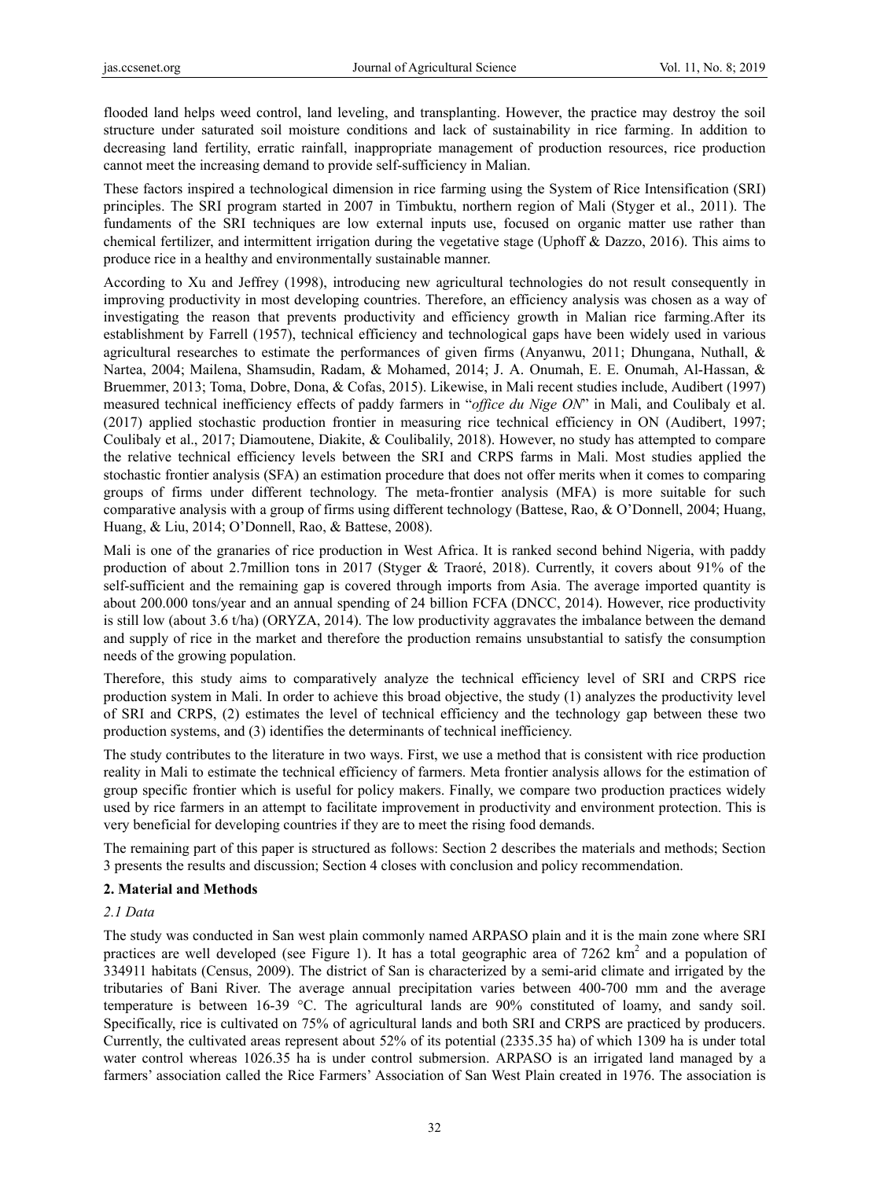flooded land helps weed control, land leveling, and transplanting. However, the practice may destroy the soil structure under saturated soil moisture conditions and lack of sustainability in rice farming. In addition to decreasing land fertility, erratic rainfall, inappropriate management of production resources, rice production cannot meet the increasing demand to provide self-sufficiency in Malian.

These factors inspired a technological dimension in rice farming using the System of Rice Intensification (SRI) principles. The SRI program started in 2007 in Timbuktu, northern region of Mali (Styger et al., 2011). The fundaments of the SRI techniques are low external inputs use, focused on organic matter use rather than chemical fertilizer, and intermittent irrigation during the vegetative stage (Uphoff & Dazzo, 2016). This aims to produce rice in a healthy and environmentally sustainable manner.

According to Xu and Jeffrey (1998), introducing new agricultural technologies do not result consequently in improving productivity in most developing countries. Therefore, an efficiency analysis was chosen as a way of investigating the reason that prevents productivity and efficiency growth in Malian rice farming.After its establishment by Farrell (1957), technical efficiency and technological gaps have been widely used in various agricultural researches to estimate the performances of given firms (Anyanwu, 2011; Dhungana, Nuthall, & Nartea, 2004; Mailena, Shamsudin, Radam, & Mohamed, 2014; J. A. Onumah, E. E. Onumah, Al-Hassan, & Bruemmer, 2013; Toma, Dobre, Dona, & Cofas, 2015). Likewise, in Mali recent studies include, Audibert (1997) measured technical inefficiency effects of paddy farmers in "*office du Nige ON*" in Mali, and Coulibaly et al. (2017) applied stochastic production frontier in measuring rice technical efficiency in ON (Audibert, 1997; Coulibaly et al., 2017; Diamoutene, Diakite, & Coulibalily, 2018). However, no study has attempted to compare the relative technical efficiency levels between the SRI and CRPS farms in Mali. Most studies applied the stochastic frontier analysis (SFA) an estimation procedure that does not offer merits when it comes to comparing groups of firms under different technology. The meta-frontier analysis (MFA) is more suitable for such comparative analysis with a group of firms using different technology (Battese, Rao, & O'Donnell, 2004; Huang, Huang, & Liu, 2014; O'Donnell, Rao, & Battese, 2008).

Mali is one of the granaries of rice production in West Africa. It is ranked second behind Nigeria, with paddy production of about 2.7million tons in 2017 (Styger & Traoré, 2018). Currently, it covers about 91% of the self-sufficient and the remaining gap is covered through imports from Asia. The average imported quantity is about 200.000 tons/year and an annual spending of 24 billion FCFA (DNCC, 2014). However, rice productivity is still low (about 3.6 t/ha) (ORYZA, 2014). The low productivity aggravates the imbalance between the demand and supply of rice in the market and therefore the production remains unsubstantial to satisfy the consumption needs of the growing population.

Therefore, this study aims to comparatively analyze the technical efficiency level of SRI and CRPS rice production system in Mali. In order to achieve this broad objective, the study (1) analyzes the productivity level of SRI and CRPS, (2) estimates the level of technical efficiency and the technology gap between these two production systems, and (3) identifies the determinants of technical inefficiency.

The study contributes to the literature in two ways. First, we use a method that is consistent with rice production reality in Mali to estimate the technical efficiency of farmers. Meta frontier analysis allows for the estimation of group specific frontier which is useful for policy makers. Finally, we compare two production practices widely used by rice farmers in an attempt to facilitate improvement in productivity and environment protection. This is very beneficial for developing countries if they are to meet the rising food demands.

The remaining part of this paper is structured as follows: Section 2 describes the materials and methods; Section 3 presents the results and discussion; Section 4 closes with conclusion and policy recommendation.

## 2. Material and Methods

### *2.1 Data*

The study was conducted in San west plain commonly named ARPASO plain and it is the main zone where SRI practices are well developed (see Figure 1). It has a total geographic area of 7262 km$^2$ and a population of 334911 habitats (Census, 2009). The district of San is characterized by a semi-arid climate and irrigated by the tributaries of Bani River. The average annual precipitation varies between 400-700 mm and the average temperature is between 16-39 °C. The agricultural lands are 90% constituted of loamy, and sandy soil. Specifically, rice is cultivated on 75% of agricultural lands and both SRI and CRPS are practiced by producers. Currently, the cultivated areas represent about 52% of its potential (2335.35 ha) of which 1309 ha is under total water control whereas 1026.35 ha is under control submersion. ARPASO is an irrigated land managed by a farmers' association called the Rice Farmers' Association of San West Plain created in 1976. The association is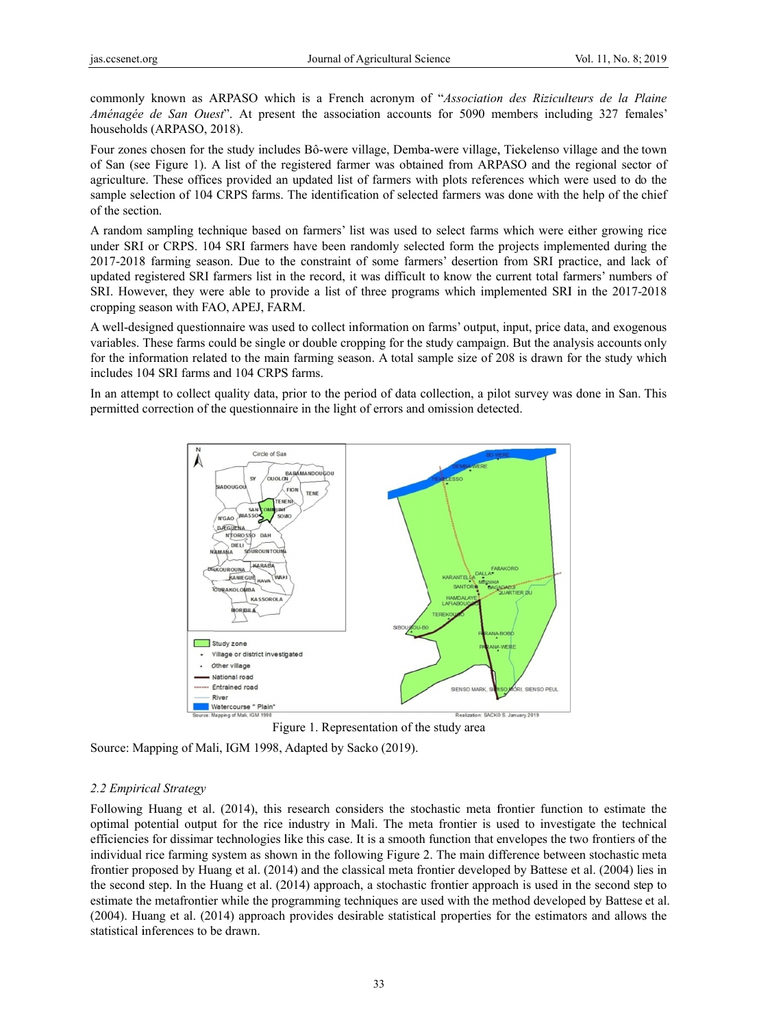commonly known as ARPASO which is a French acronym of "*Association des Riziculteurs de la Plaine Aménagée de San Ouest*". At present the association accounts for 5090 members including 327 females' households (ARPASO, 2018).

Four zones chosen for the study includes Bô-were village, Demba-were village, Tiekelenso village and the town of San (see Figure 1). A list of the registered farmer was obtained from ARPASO and the regional sector of agriculture. These offices provided an updated list of farmers with plots references which were used to do the sample selection of 104 CRPS farms. The identification of selected farmers was done with the help of the chief of the section.

A random sampling technique based on farmers' list was used to select farms which were either growing rice under SRI or CRPS. 104 SRI farmers have been randomly selected form the projects implemented during the 2017-2018 farming season. Due to the constraint of some farmers' desertion from SRI practice, and lack of updated registered SRI farmers list in the record, it was difficult to know the current total farmers' numbers of SRI. However, they were able to provide a list of three programs which implemented SRI in the 2017-2018 cropping season with FAO, APEJ, FARM.

A well-designed questionnaire was used to collect information on farms' output, input, price data, and exogenous variables. These farms could be single or double cropping for the study campaign. But the analysis accounts only for the information related to the main farming season. A total sample size of 208 is drawn for the study which includes 104 SRI farms and 104 CRPS farms.

In an attempt to collect quality data, prior to the period of data collection, a pilot survey was done in San. This permitted correction of the questionnaire in the light of errors and omission detected.

Figure 1. Representation of the study area

Source: Mapping of Mali, IGM 1998, Adapted by Sacko (2019).

### *2.2 Empirical Strategy*

Following Huang et al. (2014), this research considers the stochastic meta frontier function to estimate the optimal potential output for the rice industry in Mali. The meta frontier is used to investigate the technical efficiencies for dissimar technologies like this case. It is a smooth function that envelopes the two frontiers of the individual rice farming system as shown in the following Figure 2. The main difference between stochastic meta frontier proposed by Huang et al. (2014) and the classical meta frontier developed by Battese et al. (2004) lies in the second step. In the Huang et al. (2014) approach, a stochastic frontier approach is used in the second step to estimate the metafrontier while the programming techniques are used with the method developed by Battese et al. (2004). Huang et al. (2014) approach provides desirable statistical properties for the estimators and allows the statistical inferences to be drawn.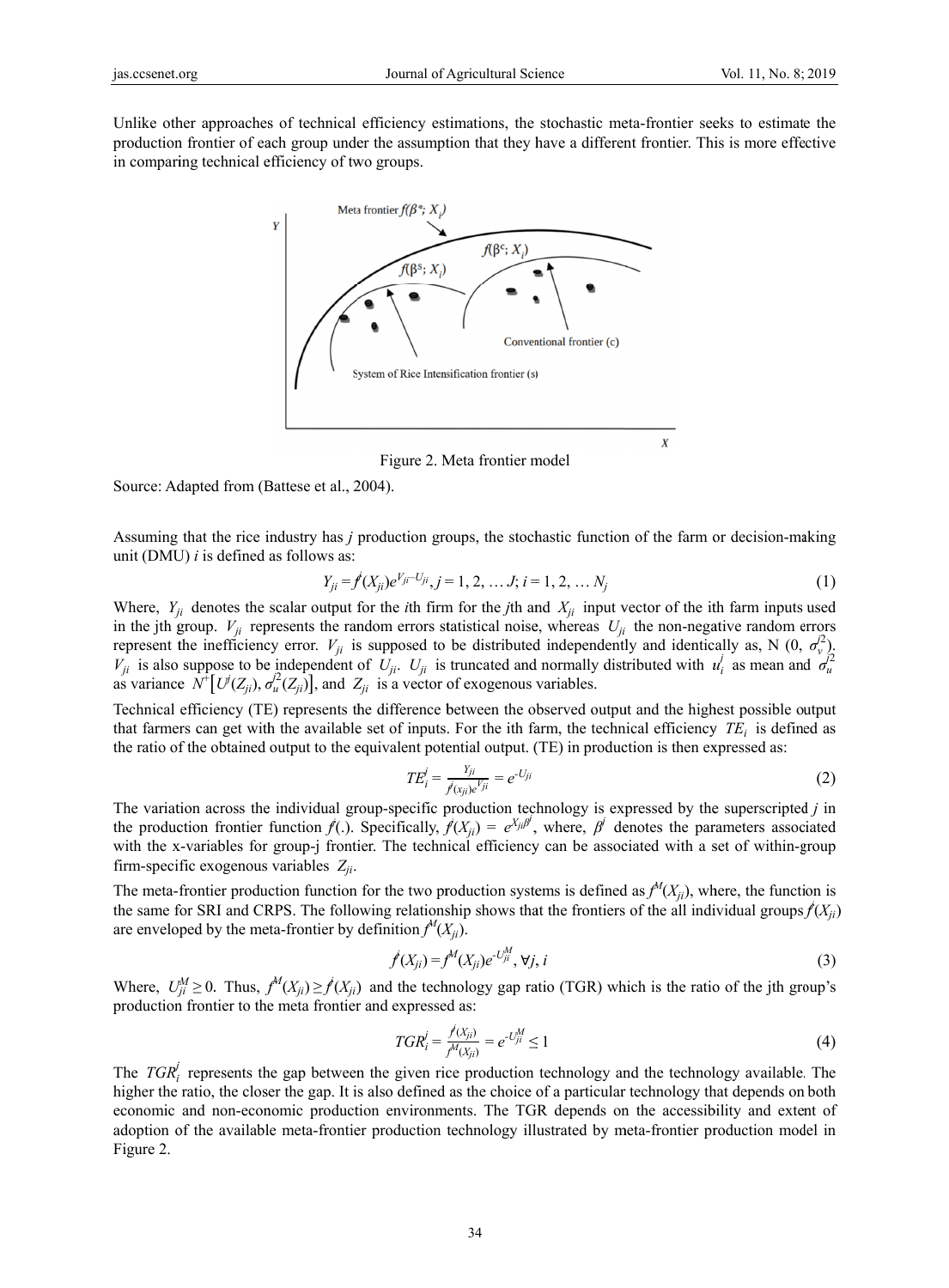Unlike other approaches of technical efficiency estimations, the stochastic meta-frontier seeks to estimate the production frontier of each group under the assumption that they have a different frontier. This is more effective in comparing technical efficiency of two groups.

Figure 2. Meta frontier model

Source: Adapted from (Battese et al., 2004).

Assuming that the rice industry has $j$ production groups, the stochastic function of the farm or decision-making unit (DMU) $i$ is defined as follows as:

$$Y_{ji} = f^j(X_{ji})e^{V_{ji}-U_{ji}}, j = 1, 2, \ldots J; i = 1, 2, \ldots N_j \tag{1}$$

Where, $Y_{ji}$ denotes the scalar output for the $i$th firm for the $j$th and $X_{ji}$ input vector of the ith farm inputs used in the jth group. $V_{ji}$ represents the random errors statistical noise, whereas $U_{ji}$ the non-negative random errors represent the inefficiency error. $V_{ji}$ is supposed to be distributed independently and identically as, N (0, $\sigma_v^{j2}$). $V_{ji}$ is also suppose to be independent of $U_{ji}$. $U_{ji}$ is truncated and normally distributed with $u_i^j$ as mean and $\sigma_u^{j2}$ as variance $N^+[U^j(Z_{ji}), \sigma_u^{j2}(Z_{ji})]$, and $Z_{ji}$ is a vector of exogenous variables.

Technical efficiency (TE) represents the difference between the observed output and the highest possible output that farmers can get with the available set of inputs. For the ith farm, the technical efficiency $TE_i$ is defined as the ratio of the obtained output to the equivalent potential output. (TE) in production is then expressed as:

$$TE_i^j = \frac{Y_{ji}}{f^j(x_{ji})e^{V_{ji}}} = e^{-U_{ji}} \tag{2}$$

The variation across the individual group-specific production technology is expressed by the superscripted $j$ in the production frontier function $f^j(.)$. Specifically, $f^j(X_{ji}) = e^{X_{ji}\beta^j}$, where, $\beta^j$ denotes the parameters associated with the x-variables for group-j frontier. The technical efficiency can be associated with a set of within-group firm-specific exogenous variables $Z_{ji}$.

The meta-frontier production function for the two production systems is defined as $f^M(X_{ji})$, where, the function is the same for SRI and CRPS. The following relationship shows that the frontiers of the all individual groups $f^j(X_{ji})$ are enveloped by the meta-frontier by definition $f^M(X_{ji})$.

$$f^j(X_{ji}) = f^M(X_{ji})e^{-U_{ji}^M}, \forall j, i \tag{3}$$

Where, $U_{ji}^M \geq 0$. Thus, $f^M(X_{ji}) \geq f^j(X_{ji})$ and the technology gap ratio (TGR) which is the ratio of the jth group's production frontier to the meta frontier and expressed as:

$$TGR_i^j = \frac{f^j(X_{ji})}{f^M(X_{ji})} = e^{-U_{ji}^M} \leq 1 \tag{4}$$

The $TGR_i^j$ represents the gap between the given rice production technology and the technology available. The higher the ratio, the closer the gap. It is also defined as the choice of a particular technology that depends on both economic and non-economic production environments. The TGR depends on the accessibility and extent of adoption of the available meta-frontier production technology illustrated by meta-frontier production model in Figure 2.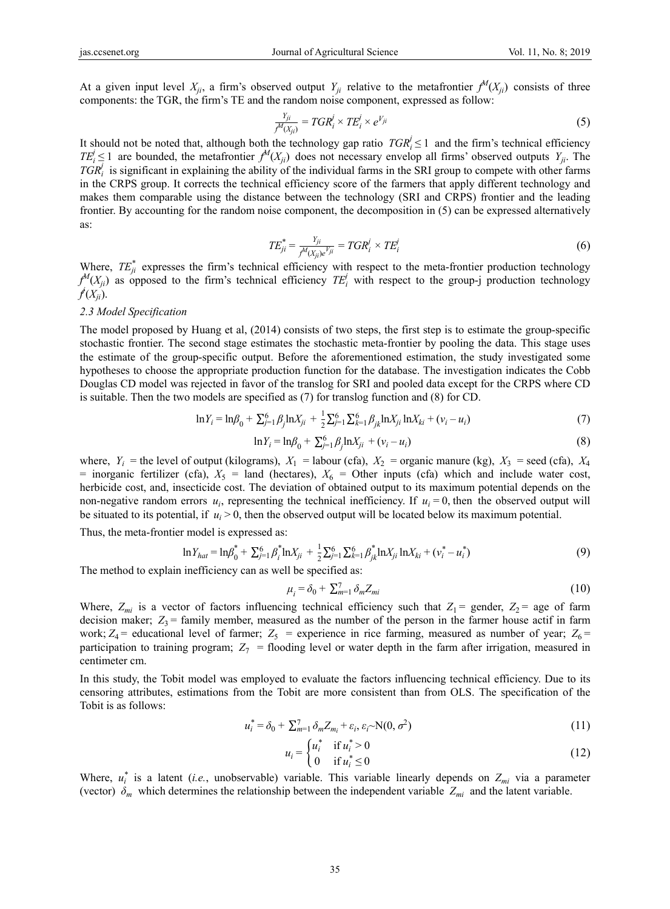At a given input level $X_{ji}$, a firm's observed output $Y_{ji}$ relative to the metafrontier $f^M(X_{ji})$ consists of three components: the TGR, the firm's TE and the random noise component, expressed as follow:

$$\frac{Y_{ji}}{f^M(X_{ji})} = TGR_i^j \times TE_i^j \times e^{V_{ji}} \tag{5}$$

It should not be noted that, although both the technology gap ratio $TGR_i^j \leq 1$ and the firm's technical efficiency $TE_i^j \leq 1$ are bounded, the metafrontier $f^M(X_{ji})$ does not necessary envelop all firms' observed outputs $Y_{ji}$. The $TGR_i^j$ is significant in explaining the ability of the individual farms in the SRI group to compete with other farms in the CRPS group. It corrects the technical efficiency score of the farmers that apply different technology and makes them comparable using the distance between the technology (SRI and CRPS) frontier and the leading frontier. By accounting for the random noise component, the decomposition in (5) can be expressed alternatively as:

$$TE_{ji}^* = \frac{Y_{ji}}{f^M(X_{ji})e^{V_{ji}}} = TGR_i^j \times TE_i^j \tag{6}$$

Where, $TE_{ji}^*$ expresses the firm's technical efficiency with respect to the meta-frontier production technology $f^M(X_{ji})$ as opposed to the firm's technical efficiency $TE_i^j$ with respect to the group-j production technology $f^j(X_{ji})$.

### 2.3 Model Specification

The model proposed by Huang et al, (2014) consists of two steps, the first step is to estimate the group-specific stochastic frontier. The second stage estimates the stochastic meta-frontier by pooling the data. This stage uses the estimate of the group-specific output. Before the aforementioned estimation, the study investigated some hypotheses to choose the appropriate production function for the database. The investigation indicates the Cobb Douglas CD model was rejected in favor of the translog for SRI and pooled data except for the CRPS where CD is suitable. Then the two models are specified as (7) for translog function and (8) for CD.

$$\ln Y_i = \ln\beta_0 + \sum_{j=1}^{6}\beta_j \ln X_{ji} + \frac{1}{2}\sum_{j=1}^{6}\sum_{k=1}^{6}\beta_{jk}\ln X_{ji}\ln X_{ki} + (v_i - u_i) \tag{7}$$

$$\ln Y_i = \ln\beta_0 + \sum_{j=1}^{6}\beta_j \ln X_{ji} + (v_i - u_i) \tag{8}$$

where, $Y_i$ = the level of output (kilograms), $X_1$ = labour (cfa), $X_2$ = organic manure (kg), $X_3$ = seed (cfa), $X_4$ = inorganic fertilizer (cfa), $X_5$ = land (hectares), $X_6$ = Other inputs (cfa) which and include water cost, herbicide cost, and, insecticide cost. The deviation of obtained output to its maximum potential depends on the non-negative random errors $u_i$, representing the technical inefficiency. If $u_i = 0$, then the observed output will be situated to its potential, if $u_i > 0$, then the observed output will be located below its maximum potential.

Thus, the meta-frontier model is expressed as:

$$\ln Y_{hat} = \ln\beta_0^* + \sum_{j=1}^{6}\beta_i^* \ln X_{ji} + \frac{1}{2}\sum_{j=1}^{6}\sum_{k=1}^{6}\beta_{jk}^*\ln X_{ji}\ln X_{ki} + (v_i^* - u_i^*) \tag{9}$$

The method to explain inefficiency can as well be specified as:

$$\mu_i = \delta_0 + \sum_{m=1}^{7}\delta_m Z_{mi} \tag{10}$$

Where, $Z_{mi}$ is a vector of factors influencing technical efficiency such that $Z_1$ = gender, $Z_2$ = age of farm decision maker; $Z_3$ = family member, measured as the number of the person in the farmer house actif in farm work; $Z_4$ = educational level of farmer; $Z_5$ = experience in rice farming, measured as number of year; $Z_6$ = participation to training program; $Z_7$ = flooding level or water depth in the farm after irrigation, measured in centimeter cm.

In this study, the Tobit model was employed to evaluate the factors influencing technical efficiency. Due to its censoring attributes, estimations from the Tobit are more consistent than from OLS. The specification of the Tobit is as follows:

$$u_i^* = \delta_0 + \sum_{m=1}^{7}\delta_m Z_{m_i} + \varepsilon_i, \varepsilon_i \sim N(0, \sigma^2) \tag{11}$$

$$u_i = \begin{cases} u_i^* & \text{if } u_i^* > 0 \\ 0 & \text{if } u_i^* \leq 0 \end{cases} \tag{12}$$

Where, $u_i^*$ is a latent (*i.e.*, unobservable) variable. This variable linearly depends on $Z_{mi}$ via a parameter (vector) $\delta_m$ which determines the relationship between the independent variable $Z_{mi}$ and the latent variable.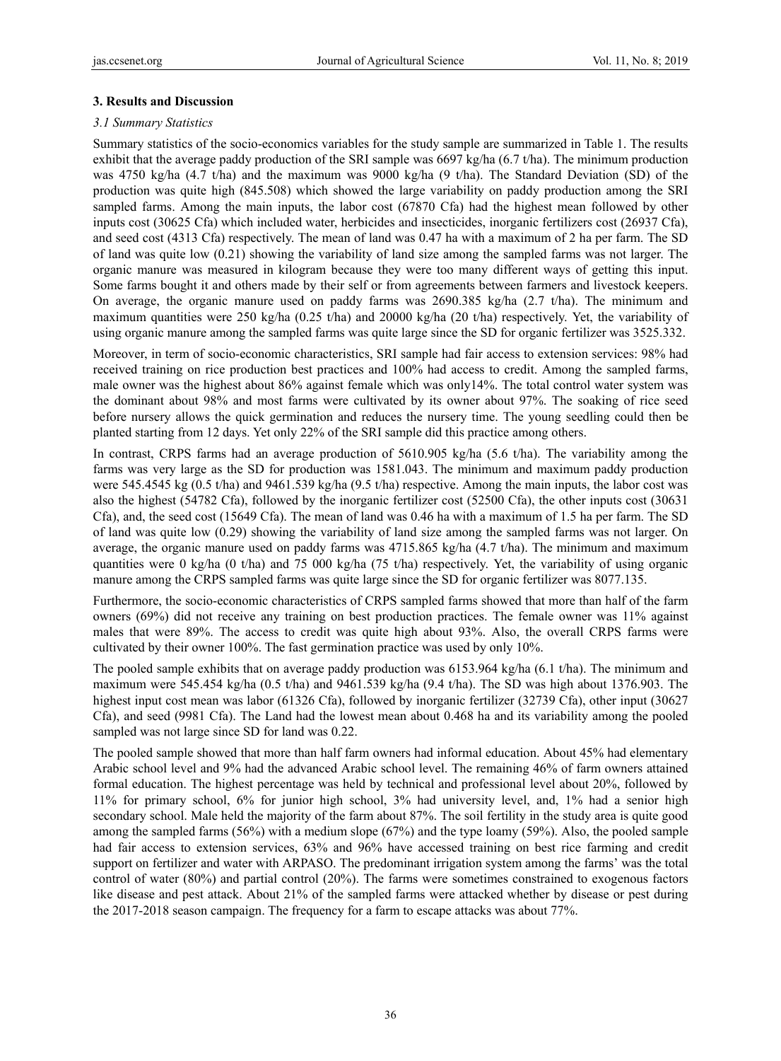## 3. Results and Discussion

### *3.1 Summary Statistics*

Summary statistics of the socio-economics variables for the study sample are summarized in Table 1. The results exhibit that the average paddy production of the SRI sample was 6697 kg/ha (6.7 t/ha). The minimum production was 4750 kg/ha (4.7 t/ha) and the maximum was 9000 kg/ha (9 t/ha). The Standard Deviation (SD) of the production was quite high (845.508) which showed the large variability on paddy production among the SRI sampled farms. Among the main inputs, the labor cost (67870 Cfa) had the highest mean followed by other inputs cost (30625 Cfa) which included water, herbicides and insecticides, inorganic fertilizers cost (26937 Cfa), and seed cost (4313 Cfa) respectively. The mean of land was 0.47 ha with a maximum of 2 ha per farm. The SD of land was quite low (0.21) showing the variability of land size among the sampled farms was not larger. The organic manure was measured in kilogram because they were too many different ways of getting this input. Some farms bought it and others made by their self or from agreements between farmers and livestock keepers. On average, the organic manure used on paddy farms was 2690.385 kg/ha (2.7 t/ha). The minimum and maximum quantities were 250 kg/ha (0.25 t/ha) and 20000 kg/ha (20 t/ha) respectively. Yet, the variability of using organic manure among the sampled farms was quite large since the SD for organic fertilizer was 3525.332.

Moreover, in term of socio-economic characteristics, SRI sample had fair access to extension services: 98% had received training on rice production best practices and 100% had access to credit. Among the sampled farms, male owner was the highest about 86% against female which was only14%. The total control water system was the dominant about 98% and most farms were cultivated by its owner about 97%. The soaking of rice seed before nursery allows the quick germination and reduces the nursery time. The young seedling could then be planted starting from 12 days. Yet only 22% of the SRI sample did this practice among others.

In contrast, CRPS farms had an average production of 5610.905 kg/ha (5.6 t/ha). The variability among the farms was very large as the SD for production was 1581.043. The minimum and maximum paddy production were 545.4545 kg (0.5 t/ha) and 9461.539 kg/ha (9.5 t/ha) respective. Among the main inputs, the labor cost was also the highest (54782 Cfa), followed by the inorganic fertilizer cost (52500 Cfa), the other inputs cost (30631 Cfa), and, the seed cost (15649 Cfa). The mean of land was 0.46 ha with a maximum of 1.5 ha per farm. The SD of land was quite low (0.29) showing the variability of land size among the sampled farms was not larger. On average, the organic manure used on paddy farms was 4715.865 kg/ha (4.7 t/ha). The minimum and maximum quantities were 0 kg/ha (0 t/ha) and 75 000 kg/ha (75 t/ha) respectively. Yet, the variability of using organic manure among the CRPS sampled farms was quite large since the SD for organic fertilizer was 8077.135.

Furthermore, the socio-economic characteristics of CRPS sampled farms showed that more than half of the farm owners (69%) did not receive any training on best production practices. The female owner was 11% against males that were 89%. The access to credit was quite high about 93%. Also, the overall CRPS farms were cultivated by their owner 100%. The fast germination practice was used by only 10%.

The pooled sample exhibits that on average paddy production was 6153.964 kg/ha (6.1 t/ha). The minimum and maximum were 545.454 kg/ha (0.5 t/ha) and 9461.539 kg/ha (9.4 t/ha). The SD was high about 1376.903. The highest input cost mean was labor (61326 Cfa), followed by inorganic fertilizer (32739 Cfa), other input (30627 Cfa), and seed (9981 Cfa). The Land had the lowest mean about 0.468 ha and its variability among the pooled sampled was not large since SD for land was 0.22.

The pooled sample showed that more than half farm owners had informal education. About 45% had elementary Arabic school level and 9% had the advanced Arabic school level. The remaining 46% of farm owners attained formal education. The highest percentage was held by technical and professional level about 20%, followed by 11% for primary school, 6% for junior high school, 3% had university level, and, 1% had a senior high secondary school. Male held the majority of the farm about 87%. The soil fertility in the study area is quite good among the sampled farms (56%) with a medium slope (67%) and the type loamy (59%). Also, the pooled sample had fair access to extension services, 63% and 96% have accessed training on best rice farming and credit support on fertilizer and water with ARPASO. The predominant irrigation system among the farms' was the total control of water (80%) and partial control (20%). The farms were sometimes constrained to exogenous factors like disease and pest attack. About 21% of the sampled farms were attacked whether by disease or pest during the 2017-2018 season campaign. The frequency for a farm to escape attacks was about 77%.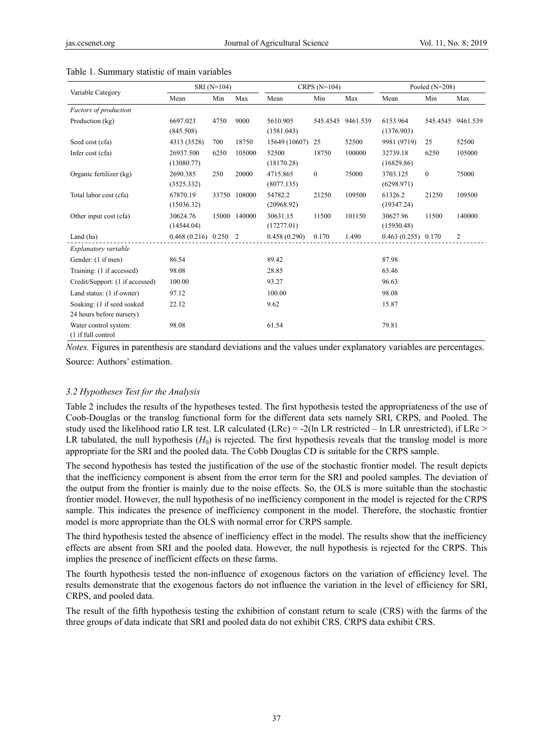Table 1. Summary statistic of main variables

| Variable Category | SRI (N=104) | | | CRPS (N=104) | | | Pooled (N=208) | | |
|---|---|---|---|---|---|---|---|---|---|
| | Mean | Min | Max | Mean | Min | Max | Mean | Min | Max |
| *Factors of production* | | | | | | | | | |
| Production (kg) | 6697.023 (845.508) | 4750 | 9000 | 5610.905 (1581.043) | 545.4545 | 9461.539 | 6153.964 (1376.903) | 545.4545 | 9461.539 |
| Seed cost (cfa) | 4313 (3528) | 700 | 18750 | 15649 (10607) | 25 | 52500 | 9981 (9719) | 25 | 52500 |
| Infer cost (cfa) | 26937.500 (13080.77) | 6250 | 105000 | 52500 (18170.28) | 18750 | 100000 | 32739.18 (16829.86) | 6250 | 105000 |
| Organic fertilizer (kg) | 2690.385 (3525.332) | 250 | 20000 | 4715.865 (8077.135) | 0 | 75000 | 3703.125 (6298.971) | 0 | 75000 |
| Total labor cost (cfa) | 67870.19 (15036.32) | 33750 | 108000 | 54782.2 (20968.92) | 21250 | 109500 | 61326.2 (19347.24) | 21250 | 109500 |
| Other input cost (cfa) | 30624.76 (14544.04) | 15000 | 140000 | 30631.15 (17277.01) | 11500 | 101150 | 30627.96 (15930.48) | 11500 | 140000 |
| Land (ha) | 0.468 (0.216) | 0.250 | 2 | 0.458 (0.290) | 0.170 | 1.490 | 0.463 (0.255) | 0.170 | 2 |
| *Explanatory variable* | | | | | | | | | |
| Gender: (1 if men) | 86.54 | | | 89.42 | | | 87.98 | | |
| Training: (1 if accessed) | 98.08 | | | 28.85 | | | 63.46 | | |
| Credit/Support: (1 if accessed) | 100.00 | | | 93.27 | | | 96.63 | | |
| Land status: (1 if owner) | 97.12 | | | 100.00 | | | 98.08 | | |
| Soaking: (1 if seed soaked 24 hours before nursery) | 22.12 | | | 9.62 | | | 15.87 | | |
| Water control system: (1 if full control | 98.08 | | | 61.54 | | | 79.81 | | |

*Notes.* Figures in parenthesis are standard deviations and the values under explanatory variables are percentages.

Source: Authors' estimation.

### *3.2 Hypotheses Test for the Analysis*

Table 2 includes the results of the hypotheses tested. The first hypothesis tested the appropriateness of the use of Coob-Douglas or the translog functional form for the different data sets namely SRI, CRPS, and Pooled. The study used the likelihood ratio LR test. LR calculated (LRc) = -2(ln LR restricted – ln LR unrestricted), if LRc > LR tabulated, the null hypothesis ($H_0$) is rejected. The first hypothesis reveals that the translog model is more appropriate for the SRI and the pooled data. The Cobb Douglas CD is suitable for the CRPS sample.

The second hypothesis has tested the justification of the use of the stochastic frontier model. The result depicts that the inefficiency component is absent from the error term for the SRI and pooled samples. The deviation of the output from the frontier is mainly due to the noise effects. So, the OLS is more suitable than the stochastic frontier model. However, the null hypothesis of no inefficiency component in the model is rejected for the CRPS sample. This indicates the presence of inefficiency component in the model. Therefore, the stochastic frontier model is more appropriate than the OLS with normal error for CRPS sample.

The third hypothesis tested the absence of inefficiency effect in the model. The results show that the inefficiency effects are absent from SRI and the pooled data. However, the null hypothesis is rejected for the CRPS. This implies the presence of inefficient effects on these farms.

The fourth hypothesis tested the non-influence of exogenous factors on the variation of efficiency level. The results demonstrate that the exogenous factors do not influence the variation in the level of efficiency for SRI, CRPS, and pooled data.

The result of the fifth hypothesis testing the exhibition of constant return to scale (CRS) with the farms of the three groups of data indicate that SRI and pooled data do not exhibit CRS. CRPS data exhibit CRS.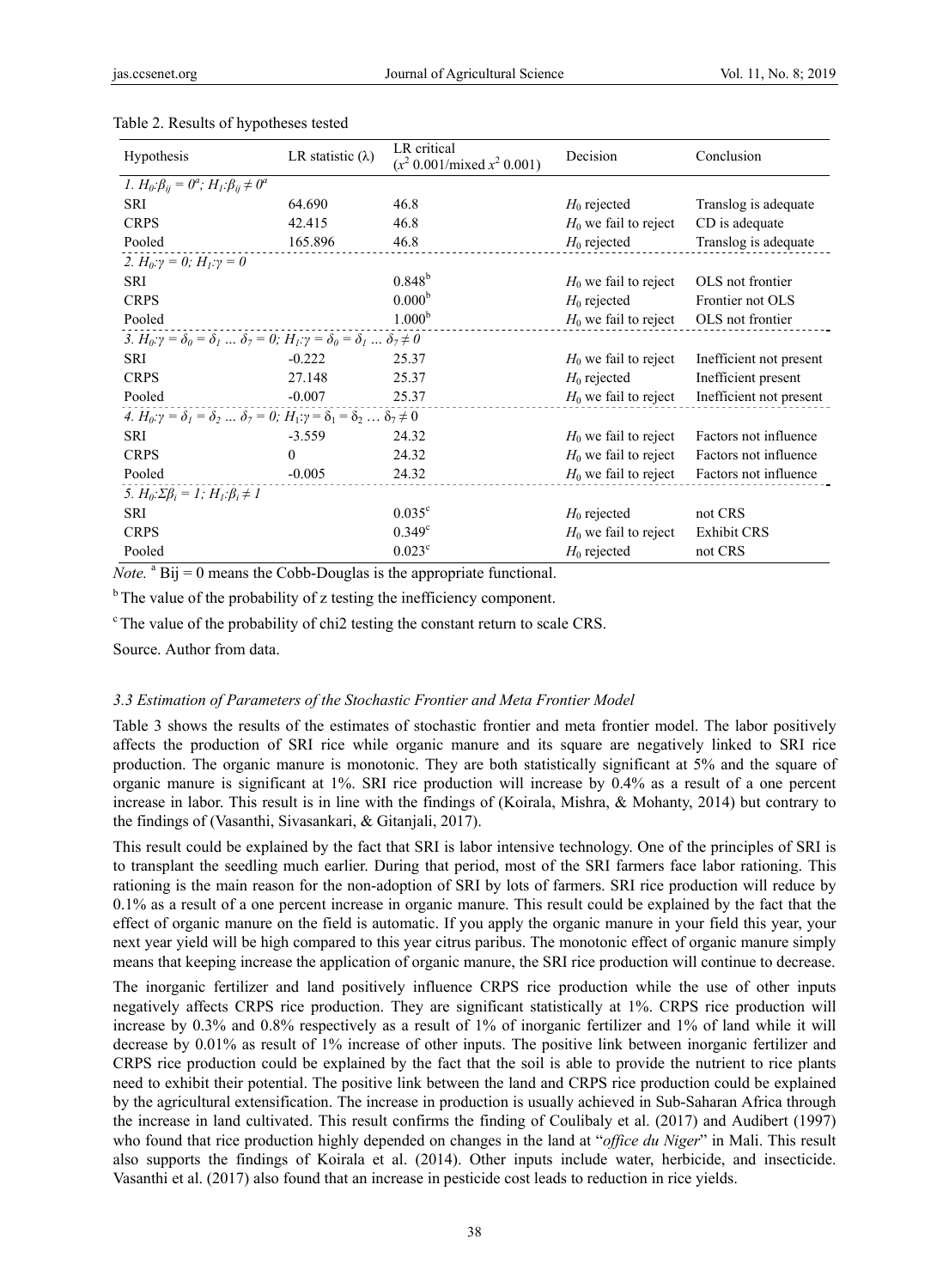Table 2. Results of hypotheses tested

| Hypothesis | LR statistic (λ) | LR critical ($x^2$ 0.001/mixed $x^2$ 0.001) | Decision | Conclusion |
|---|---|---|---|---|
| *1. $H_0$:$\beta_{ij} = 0^a$; $H_1$:$\beta_{ij} \neq 0^a$* | | | | |
| SRI | 64.690 | 46.8 | $H_0$ rejected | Translog is adequate |
| CRPS | 42.415 | 46.8 | $H_0$ we fail to reject | CD is adequate |
| Pooled | 165.896 | 46.8 | $H_0$ rejected | Translog is adequate |
| *2. $H_0$:$\gamma = 0$; $H_1$:$\gamma = 0$* | | | | |
| SRI | | 0.848[b] | $H_0$ we fail to reject | OLS not frontier |
| CRPS | | 0.000[b] | $H_0$ rejected | Frontier not OLS |
| Pooled | | 1.000[b] | $H_0$ we fail to reject | OLS not frontier |
| *3. $H_0$:$\gamma = \delta_0 = \delta_1 \ldots \delta_7 = 0$; $H_1$:$\gamma = \delta_0 = \delta_1 \ldots \delta_7 \neq 0$* | | | | |
| SRI | -0.222 | 25.37 | $H_0$ we fail to reject | Inefficient not present |
| CRPS | 27.148 | 25.37 | $H_0$ rejected | Inefficient present |
| Pooled | -0.007 | 25.37 | $H_0$ we fail to reject | Inefficient not present |
| *4. $H_0$:$\gamma = \delta_1 = \delta_2 \ldots \delta_7 = 0$; $H_1$:$\gamma = \delta_1 = \delta_2 \ldots \delta_7 \neq 0$* | | | | |
| SRI | -3.559 | 24.32 | $H_0$ we fail to reject | Factors not influence |
| CRPS | 0 | 24.32 | $H_0$ we fail to reject | Factors not influence |
| Pooled | -0.005 | 24.32 | $H_0$ we fail to reject | Factors not influence |
| *5. $H_0$:$\Sigma\beta_i = 1$; $H_1$:$\beta_i \neq 1$* | | | | |
| SRI | | 0.035[c] | $H_0$ rejected | not CRS |
| CRPS | | 0.349[c] | $H_0$ we fail to reject | Exhibit CRS |
| Pooled | | 0.023[c] | $H_0$ rejected | not CRS |

*Note.* [a] Bij = 0 means the Cobb-Douglas is the appropriate functional.

[b] The value of the probability of z testing the inefficiency component.

[c] The value of the probability of chi2 testing the constant return to scale CRS.

Source. Author from data.

### *3.3 Estimation of Parameters of the Stochastic Frontier and Meta Frontier Model*

Table 3 shows the results of the estimates of stochastic frontier and meta frontier model. The labor positively affects the production of SRI rice while organic manure and its square are negatively linked to SRI rice production. The organic manure is monotonic. They are both statistically significant at 5% and the square of organic manure is significant at 1%. SRI rice production will increase by 0.4% as a result of a one percent increase in labor. This result is in line with the findings of (Koirala, Mishra, & Mohanty, 2014) but contrary to the findings of (Vasanthi, Sivasankari, & Gitanjali, 2017).

This result could be explained by the fact that SRI is labor intensive technology. One of the principles of SRI is to transplant the seedling much earlier. During that period, most of the SRI farmers face labor rationing. This rationing is the main reason for the non-adoption of SRI by lots of farmers. SRI rice production will reduce by 0.1% as a result of a one percent increase in organic manure. This result could be explained by the fact that the effect of organic manure on the field is automatic. If you apply the organic manure in your field this year, your next year yield will be high compared to this year citrus paribus. The monotonic effect of organic manure simply means that keeping increase the application of organic manure, the SRI rice production will continue to decrease.

The inorganic fertilizer and land positively influence CRPS rice production while the use of other inputs negatively affects CRPS rice production. They are significant statistically at 1%. CRPS rice production will increase by 0.3% and 0.8% respectively as a result of 1% of inorganic fertilizer and 1% of land while it will decrease by 0.01% as result of 1% increase of other inputs. The positive link between inorganic fertilizer and CRPS rice production could be explained by the fact that the soil is able to provide the nutrient to rice plants need to exhibit their potential. The positive link between the land and CRPS rice production could be explained by the agricultural extensification. The increase in production is usually achieved in Sub-Saharan Africa through the increase in land cultivated. This result confirms the finding of Coulibaly et al. (2017) and Audibert (1997) who found that rice production highly depended on changes in the land at "*office du Niger*" in Mali. This result also supports the findings of Koirala et al. (2014). Other inputs include water, herbicide, and insecticide. Vasanthi et al. (2017) also found that an increase in pesticide cost leads to reduction in rice yields.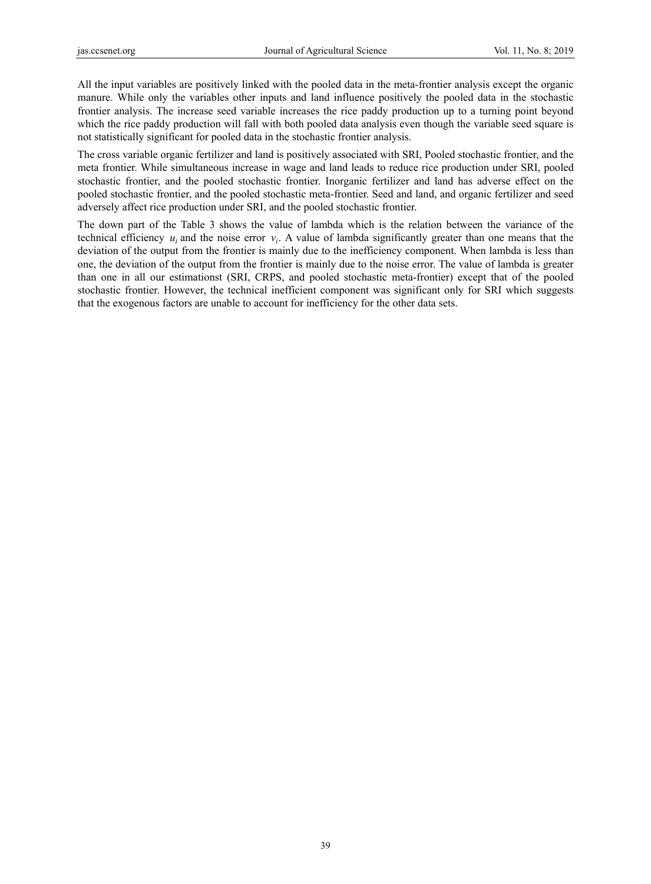All the input variables are positively linked with the pooled data in the meta-frontier analysis except the organic manure. While only the variables other inputs and land influence positively the pooled data in the stochastic frontier analysis. The increase seed variable increases the rice paddy production up to a turning point beyond which the rice paddy production will fall with both pooled data analysis even though the variable seed square is not statistically significant for pooled data in the stochastic frontier analysis.

The cross variable organic fertilizer and land is positively associated with SRI, Pooled stochastic frontier, and the meta frontier. While simultaneous increase in wage and land leads to reduce rice production under SRI, pooled stochastic frontier, and the pooled stochastic frontier. Inorganic fertilizer and land has adverse effect on the pooled stochastic frontier, and the pooled stochastic meta-frontier. Seed and land, and organic fertilizer and seed adversely affect rice production under SRI, and the pooled stochastic frontier.

The down part of the Table 3 shows the value of lambda which is the relation between the variance of the technical efficiency $u_i$ and the noise error $v_i$. A value of lambda significantly greater than one means that the deviation of the output from the frontier is mainly due to the inefficiency component. When lambda is less than one, the deviation of the output from the frontier is mainly due to the noise error. The value of lambda is greater than one in all our estimationst (SRI, CRPS, and pooled stochastic meta-frontier) except that of the pooled stochastic frontier. However, the technical inefficient component was significant only for SRI which suggests that the exogenous factors are unable to account for inefficiency for the other data sets.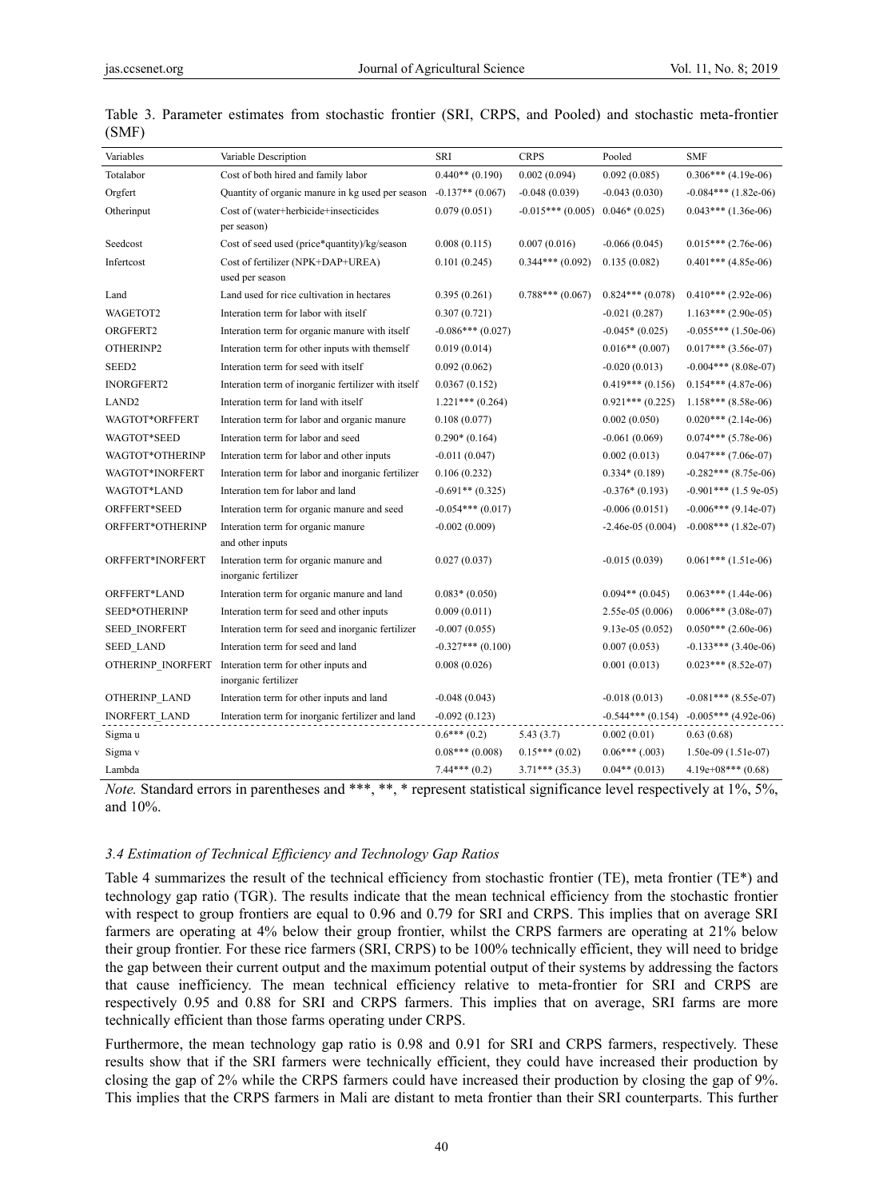Table 3. Parameter estimates from stochastic frontier (SRI, CRPS, and Pooled) and stochastic meta-frontier (SMF)

| Variables | Variable Description | SRI | CRPS | Pooled | SMF |
|---|---|---|---|---|---|
| Totalabor | Cost of both hired and family labor | 0.440** (0.190) | 0.002 (0.094) | 0.092 (0.085) | 0.306*** (4.19e-06) |
| Orgfert | Quantity of organic manure in kg used per season | -0.137** (0.067) | -0.048 (0.039) | -0.043 (0.030) | -0.084*** (1.82e-06) |
| Otherinput | Cost of (water+herbicide+insecticides per season) | 0.079 (0.051) | -0.015*** (0.005) | 0.046* (0.025) | 0.043*** (1.36e-06) |
| Seedcost | Cost of seed used (price*quantity)/kg/season | 0.008 (0.115) | 0.007 (0.016) | -0.066 (0.045) | 0.015*** (2.76e-06) |
| Infertcost | Cost of fertilizer (NPK+DAP+UREA) used per season | 0.101 (0.245) | 0.344*** (0.092) | 0.135 (0.082) | 0.401*** (4.85e-06) |
| Land | Land used for rice cultivation in hectares | 0.395 (0.261) | 0.788*** (0.067) | 0.824*** (0.078) | 0.410*** (2.92e-06) |
| WAGETOT2 | Interation term for labor with itself | 0.307 (0.721) | | -0.021 (0.287) | 1.163*** (2.90e-05) |
| ORGFERT2 | Interation term for organic manure with itself | -0.086*** (0.027) | | -0.045* (0.025) | -0.055*** (1.50e-06) |
| OTHERINP2 | Interation term for other inputs with themself | 0.019 (0.014) | | 0.016** (0.007) | 0.017*** (3.56e-07) |
| SEED2 | Interation term for seed with itself | 0.092 (0.062) | | -0.020 (0.013) | -0.004*** (8.08e-07) |
| INORGFERT2 | Interation term of inorganic fertilizer with itself | 0.0367 (0.152) | | 0.419*** (0.156) | 0.154*** (4.87e-06) |
| LAND2 | Interation term for land with itself | 1.221*** (0.264) | | 0.921*** (0.225) | 1.158*** (8.58e-06) |
| WAGTOT*ORFFERT | Interation term for labor and organic manure | 0.108 (0.077) | | 0.002 (0.050) | 0.020*** (2.14e-06) |
| WAGTOT*SEED | Interation term for labor and seed | 0.290* (0.164) | | -0.061 (0.069) | 0.074*** (5.78e-06) |
| WAGTOT*OTHERINP | Interation term for labor and other inputs | -0.011 (0.047) | | 0.002 (0.013) | 0.047*** (7.06e-07) |
| WAGTOT*INORFERT | Interation term for labor and inorganic fertilizer | 0.106 (0.232) | | 0.334* (0.189) | -0.282*** (8.75e-06) |
| WAGTOT*LAND | Interation tem for labor and land | -0.691** (0.325) | | -0.376* (0.193) | -0.901*** (1.5 9e-05) |
| ORFFERT*SEED | Interation term for organic manure and seed | -0.054*** (0.017) | | -0.006 (0.0151) | -0.006*** (9.14e-07) |
| ORFFERT*OTHERINP | Interation term for organic manure and other inputs | -0.002 (0.009) | | -2.46e-05 (0.004) | -0.008*** (1.82e-07) |
| ORFFERT*INORFERT | Interation term for organic manure and inorganic fertilizer | 0.027 (0.037) | | -0.015 (0.039) | 0.061*** (1.51e-06) |
| ORFFERT*LAND | Interation term for organic manure and land | 0.083* (0.050) | | 0.094** (0.045) | 0.063*** (1.44e-06) |
| SEED*OTHERINP | Interation term for seed and other inputs | 0.009 (0.011) | | 2.55e-05 (0.006) | 0.006*** (3.08e-07) |
| SEED_INORFERT | Interation term for seed and inorganic fertilizer | -0.007 (0.055) | | 9.13e-05 (0.052) | 0.050*** (2.60e-06) |
| SEED_LAND | Interation term for seed and land | -0.327*** (0.100) | | 0.007 (0.053) | -0.133*** (3.40e-06) |
| OTHERINP_INORFERT | Interation term for other inputs and inorganic fertilizer | 0.008 (0.026) | | 0.001 (0.013) | 0.023*** (8.52e-07) |
| OTHERINP_LAND | Interation term for other inputs and land | -0.048 (0.043) | | -0.018 (0.013) | -0.081*** (8.55e-07) |
| INORFERT_LAND | Interation term for inorganic fertilizer and land | -0.092 (0.123) | | -0.544*** (0.154) | -0.005*** (4.92e-06) |
| Sigma u | | 0.6*** (0.2) | 5.43 (3.7) | 0.002 (0.01) | 0.63 (0.68) |
| Sigma v | | 0.08*** (0.008) | 0.15*** (0.02) | 0.06*** (.003) | 1.50e-09 (1.51e-07) |
| Lambda | | 7.44*** (0.2) | 3.71*** (35.3) | 0.04** (0.013) | 4.19e+08*** (0.68) |

*Note.* Standard errors in parentheses and ***, **, * represent statistical significance level respectively at 1%, 5%, and 10%.

### *3.4 Estimation of Technical Efficiency and Technology Gap Ratios*

Table 4 summarizes the result of the technical efficiency from stochastic frontier (TE), meta frontier (TE*) and technology gap ratio (TGR). The results indicate that the mean technical efficiency from the stochastic frontier with respect to group frontiers are equal to 0.96 and 0.79 for SRI and CRPS. This implies that on average SRI farmers are operating at 4% below their group frontier, whilst the CRPS farmers are operating at 21% below their group frontier. For these rice farmers (SRI, CRPS) to be 100% technically efficient, they will need to bridge the gap between their current output and the maximum potential output of their systems by addressing the factors that cause inefficiency. The mean technical efficiency relative to meta-frontier for SRI and CRPS are respectively 0.95 and 0.88 for SRI and CRPS farmers. This implies that on average, SRI farms are more technically efficient than those farms operating under CRPS.

Furthermore, the mean technology gap ratio is 0.98 and 0.91 for SRI and CRPS farmers, respectively. These results show that if the SRI farmers were technically efficient, they could have increased their production by closing the gap of 2% while the CRPS farmers could have increased their production by closing the gap of 9%. This implies that the CRPS farmers in Mali are distant to meta frontier than their SRI counterparts. This further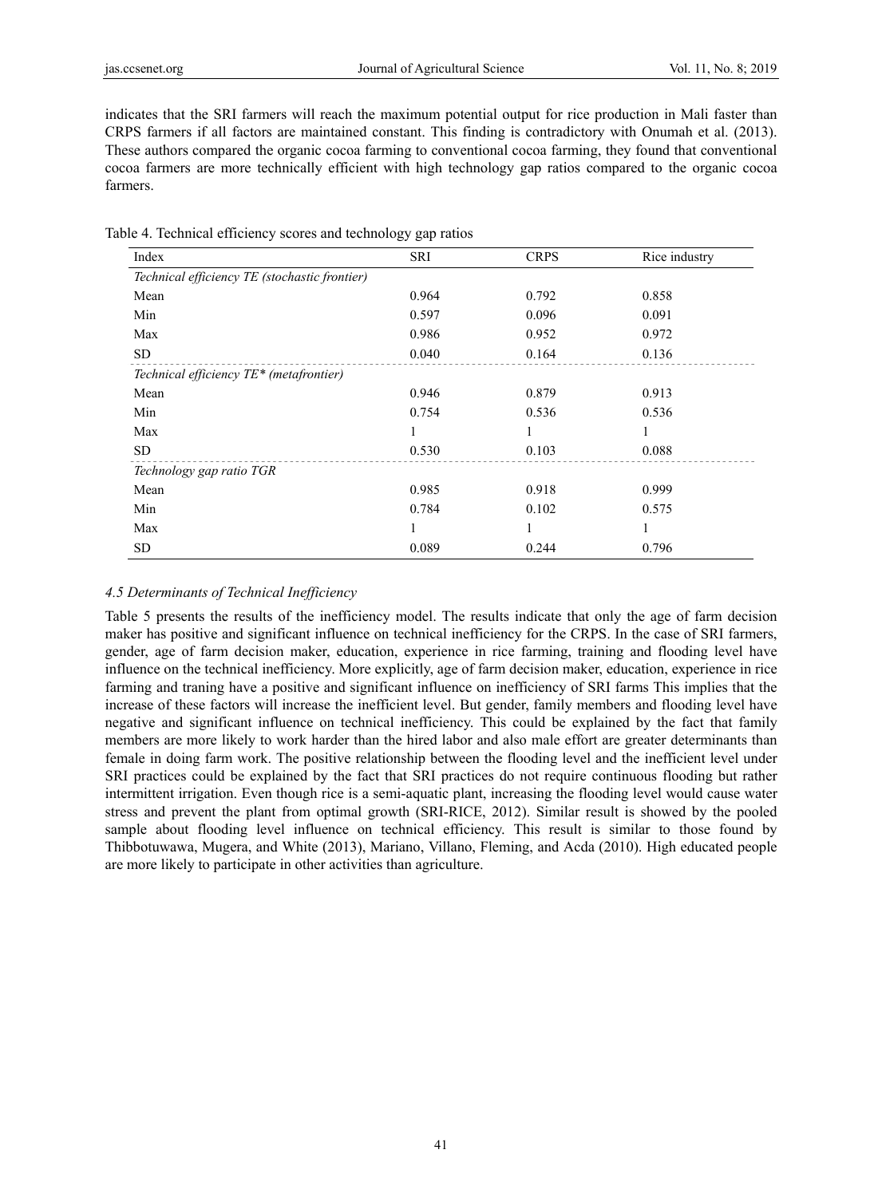indicates that the SRI farmers will reach the maximum potential output for rice production in Mali faster than CRPS farmers if all factors are maintained constant. This finding is contradictory with Onumah et al. (2013). These authors compared the organic cocoa farming to conventional cocoa farming, they found that conventional cocoa farmers are more technically efficient with high technology gap ratios compared to the organic cocoa farmers.

Table 4. Technical efficiency scores and technology gap ratios

| Index | SRI | CRPS | Rice industry |
|---|---|---|---|
| *Technical efficiency TE (stochastic frontier)* | | | |
| Mean | 0.964 | 0.792 | 0.858 |
| Min | 0.597 | 0.096 | 0.091 |
| Max | 0.986 | 0.952 | 0.972 |
| SD | 0.040 | 0.164 | 0.136 |
| *Technical efficiency TE\* (metafrontier)* | | | |
| Mean | 0.946 | 0.879 | 0.913 |
| Min | 0.754 | 0.536 | 0.536 |
| Max | 1 | 1 | 1 |
| SD | 0.530 | 0.103 | 0.088 |
| *Technology gap ratio TGR* | | | |
| Mean | 0.985 | 0.918 | 0.999 |
| Min | 0.784 | 0.102 | 0.575 |
| Max | 1 | 1 | 1 |
| SD | 0.089 | 0.244 | 0.796 |

### *4.5 Determinants of Technical Inefficiency*

Table 5 presents the results of the inefficiency model. The results indicate that only the age of farm decision maker has positive and significant influence on technical inefficiency for the CRPS. In the case of SRI farmers, gender, age of farm decision maker, education, experience in rice farming, training and flooding level have influence on the technical inefficiency. More explicitly, age of farm decision maker, education, experience in rice farming and traning have a positive and significant influence on inefficiency of SRI farms This implies that the increase of these factors will increase the inefficient level. But gender, family members and flooding level have negative and significant influence on technical inefficiency. This could be explained by the fact that family members are more likely to work harder than the hired labor and also male effort are greater determinants than female in doing farm work. The positive relationship between the flooding level and the inefficient level under SRI practices could be explained by the fact that SRI practices do not require continuous flooding but rather intermittent irrigation. Even though rice is a semi-aquatic plant, increasing the flooding level would cause water stress and prevent the plant from optimal growth (SRI-RICE, 2012). Similar result is showed by the pooled sample about flooding level influence on technical efficiency. This result is similar to those found by Thibbotuwawa, Mugera, and White (2013), Mariano, Villano, Fleming, and Acda (2010). High educated people are more likely to participate in other activities than agriculture.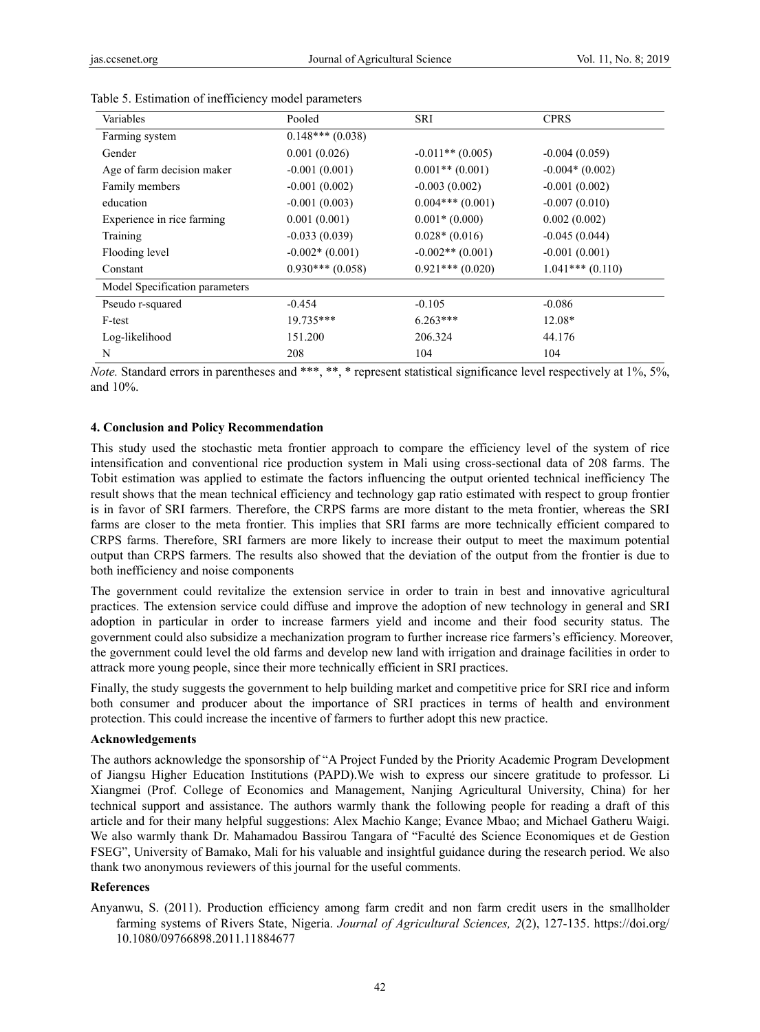Table 5. Estimation of inefficiency model parameters

| Variables | Pooled | SRI | CPRS |
|---|---|---|---|
| Farming system | 0.148*** (0.038) | | |
| Gender | 0.001 (0.026) | -0.011** (0.005) | -0.004 (0.059) |
| Age of farm decision maker | -0.001 (0.001) | 0.001** (0.001) | -0.004* (0.002) |
| Family members | -0.001 (0.002) | -0.003 (0.002) | -0.001 (0.002) |
| education | -0.001 (0.003) | 0.004*** (0.001) | -0.007 (0.010) |
| Experience in rice farming | 0.001 (0.001) | 0.001* (0.000) | 0.002 (0.002) |
| Training | -0.033 (0.039) | 0.028* (0.016) | -0.045 (0.044) |
| Flooding level | -0.002* (0.001) | -0.002** (0.001) | -0.001 (0.001) |
| Constant | 0.930*** (0.058) | 0.921*** (0.020) | 1.041*** (0.110) |
| Model Specification parameters | | | |
| Pseudo r-squared | -0.454 | -0.105 | -0.086 |
| F-test | 19.735*** | 6.263*** | 12.08* |
| Log-likelihood | 151.200 | 206.324 | 44.176 |
| N | 208 | 104 | 104 |

*Note.* Standard errors in parentheses and ***, **, * represent statistical significance level respectively at 1%, 5%, and 10%.

## 4. Conclusion and Policy Recommendation

This study used the stochastic meta frontier approach to compare the efficiency level of the system of rice intensification and conventional rice production system in Mali using cross-sectional data of 208 farms. The Tobit estimation was applied to estimate the factors influencing the output oriented technical inefficiency The result shows that the mean technical efficiency and technology gap ratio estimated with respect to group frontier is in favor of SRI farmers. Therefore, the CRPS farms are more distant to the meta frontier, whereas the SRI farms are closer to the meta frontier. This implies that SRI farms are more technically efficient compared to CRPS farms. Therefore, SRI farmers are more likely to increase their output to meet the maximum potential output than CRPS farmers. The results also showed that the deviation of the output from the frontier is due to both inefficiency and noise components

The government could revitalize the extension service in order to train in best and innovative agricultural practices. The extension service could diffuse and improve the adoption of new technology in general and SRI adoption in particular in order to increase farmers yield and income and their food security status. The government could also subsidize a mechanization program to further increase rice farmers's efficiency. Moreover, the government could level the old farms and develop new land with irrigation and drainage facilities in order to attract more young people, since their more technically efficient in SRI practices.

Finally, the study suggests the government to help building market and competitive price for SRI rice and inform both consumer and producer about the importance of SRI practices in terms of health and environment protection. This could increase the incentive of farmers to further adopt this new practice.

### Acknowledgements

The authors acknowledge the sponsorship of "A Project Funded by the Priority Academic Program Development of Jiangsu Higher Education Institutions (PAPD).We wish to express our sincere gratitude to professor. Li Xiangmei (Prof. College of Economics and Management, Nanjing Agricultural University, China) for her technical support and assistance. The authors warmly thank the following people for reading a draft of this article and for their many helpful suggestions: Alex Machio Kange; Evance Mbao; and Michael Gatheru Waigi. We also warmly thank Dr. Mahamadou Bassirou Tangara of "Faculté des Science Economiques et de Gestion FSEG", University of Bamako, Mali for his valuable and insightful guidance during the research period. We also thank two anonymous reviewers of this journal for the useful comments.

### References

Anyanwu, S. (2011). Production efficiency among farm credit and non farm credit users in the smallholder farming systems of Rivers State, Nigeria. *Journal of Agricultural Sciences, 2*(2), 127-135. https://doi.org/10.1080/09766898.2011.11884677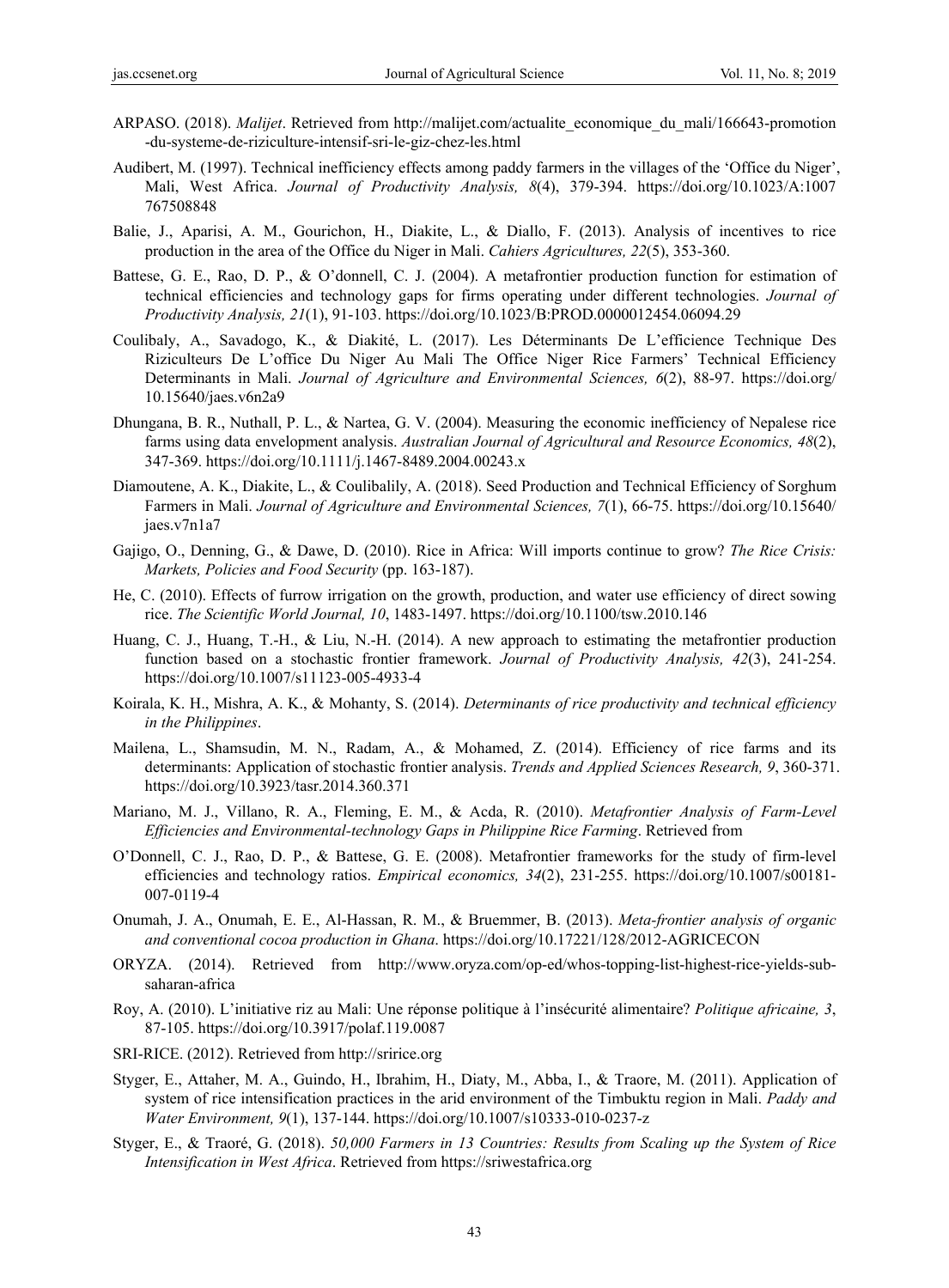ARPASO. (2018). *Malijet*. Retrieved from http://malijet.com/actualite_economique_du_mali/166643-promotion-du-systeme-de-riziculture-intensif-sri-le-giz-chez-les.html

Audibert, M. (1997). Technical inefficiency effects among paddy farmers in the villages of the 'Office du Niger', Mali, West Africa. *Journal of Productivity Analysis, 8*(4), 379-394. https://doi.org/10.1023/A:1007767508848

Balie, J., Aparisi, A. M., Gourichon, H., Diakite, L., & Diallo, F. (2013). Analysis of incentives to rice production in the area of the Office du Niger in Mali. *Cahiers Agricultures, 22*(5), 353-360.

Battese, G. E., Rao, D. P., & O'donnell, C. J. (2004). A metafrontier production function for estimation of technical efficiencies and technology gaps for firms operating under different technologies. *Journal of Productivity Analysis, 21*(1), 91-103. https://doi.org/10.1023/B:PROD.0000012454.06094.29

Coulibaly, A., Savadogo, K., & Diakité, L. (2017). Les Déterminants De L'efficience Technique Des Riziculteurs De L'office Du Niger Au Mali The Office Niger Rice Farmers' Technical Efficiency Determinants in Mali. *Journal of Agriculture and Environmental Sciences, 6*(2), 88-97. https://doi.org/10.15640/jaes.v6n2a9

Dhungana, B. R., Nuthall, P. L., & Nartea, G. V. (2004). Measuring the economic inefficiency of Nepalese rice farms using data envelopment analysis. *Australian Journal of Agricultural and Resource Economics, 48*(2), 347-369. https://doi.org/10.1111/j.1467-8489.2004.00243.x

Diamoutene, A. K., Diakite, L., & Coulibalily, A. (2018). Seed Production and Technical Efficiency of Sorghum Farmers in Mali. *Journal of Agriculture and Environmental Sciences, 7*(1), 66-75. https://doi.org/10.15640/jaes.v7n1a7

Gajigo, O., Denning, G., & Dawe, D. (2010). Rice in Africa: Will imports continue to grow? *The Rice Crisis: Markets, Policies and Food Security* (pp. 163-187).

He, C. (2010). Effects of furrow irrigation on the growth, production, and water use efficiency of direct sowing rice. *The Scientific World Journal, 10*, 1483-1497. https://doi.org/10.1100/tsw.2010.146

Huang, C. J., Huang, T.-H., & Liu, N.-H. (2014). A new approach to estimating the metafrontier production function based on a stochastic frontier framework. *Journal of Productivity Analysis, 42*(3), 241-254. https://doi.org/10.1007/s11123-005-4933-4

Koirala, K. H., Mishra, A. K., & Mohanty, S. (2014). *Determinants of rice productivity and technical efficiency in the Philippines*.

Mailena, L., Shamsudin, M. N., Radam, A., & Mohamed, Z. (2014). Efficiency of rice farms and its determinants: Application of stochastic frontier analysis. *Trends and Applied Sciences Research, 9*, 360-371. https://doi.org/10.3923/tasr.2014.360.371

Mariano, M. J., Villano, R. A., Fleming, E. M., & Acda, R. (2010). *Metafrontier Analysis of Farm-Level Efficiencies and Environmental-technology Gaps in Philippine Rice Farming*. Retrieved from

O'Donnell, C. J., Rao, D. P., & Battese, G. E. (2008). Metafrontier frameworks for the study of firm-level efficiencies and technology ratios. *Empirical economics, 34*(2), 231-255. https://doi.org/10.1007/s00181-007-0119-4

Onumah, J. A., Onumah, E. E., Al-Hassan, R. M., & Bruemmer, B. (2013). *Meta-frontier analysis of organic and conventional cocoa production in Ghana*. https://doi.org/10.17221/128/2012-AGRICECON

ORYZA. (2014). Retrieved from http://www.oryza.com/op-ed/whos-topping-list-highest-rice-yields-sub-saharan-africa

Roy, A. (2010). L'initiative riz au Mali: Une réponse politique à l'insécurité alimentaire? *Politique africaine, 3*, 87-105. https://doi.org/10.3917/polaf.119.0087

SRI-RICE. (2012). Retrieved from http://sririce.org

Styger, E., Attaher, M. A., Guindo, H., Ibrahim, H., Diaty, M., Abba, I., & Traore, M. (2011). Application of system of rice intensification practices in the arid environment of the Timbuktu region in Mali. *Paddy and Water Environment, 9*(1), 137-144. https://doi.org/10.1007/s10333-010-0237-z

Styger, E., & Traoré, G. (2018). *50,000 Farmers in 13 Countries: Results from Scaling up the System of Rice Intensification in West Africa*. Retrieved from https://sriwestafrica.org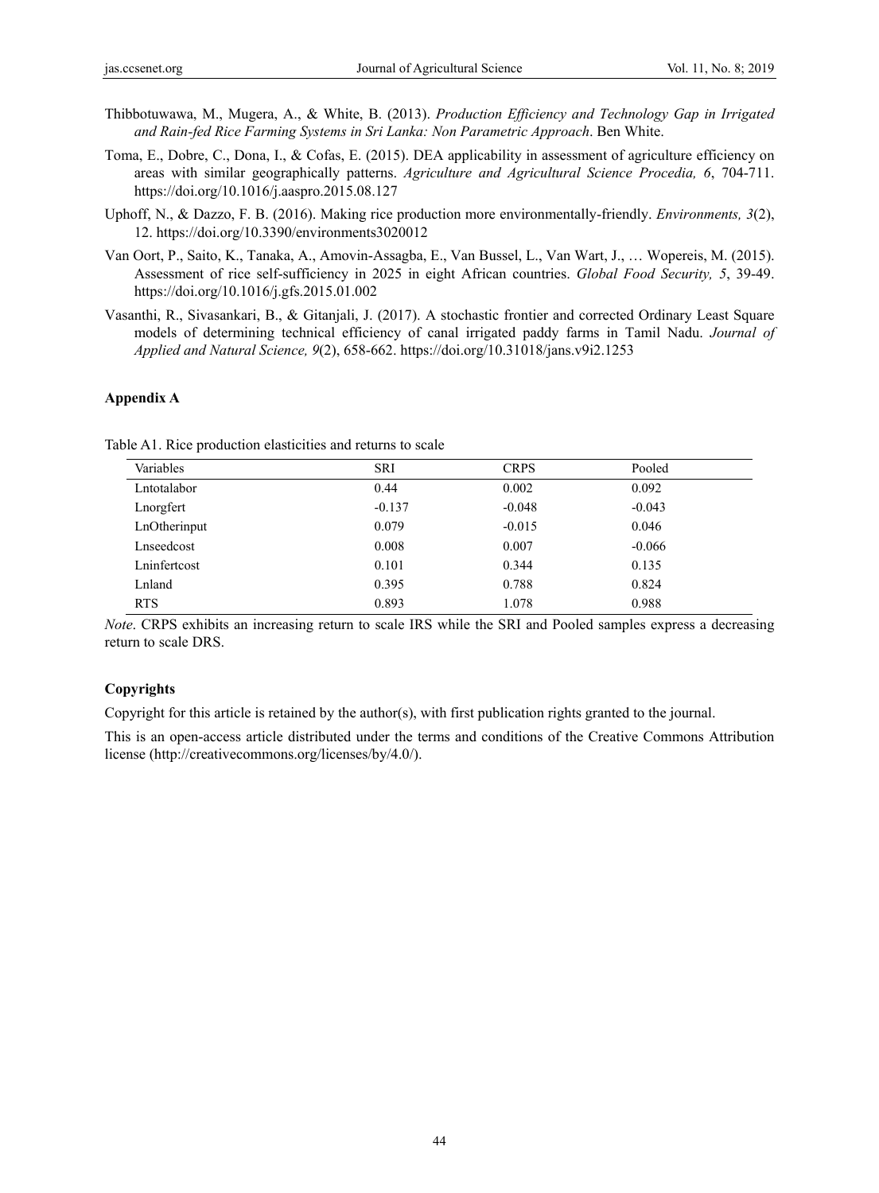Thibbotuwawa, M., Mugera, A., & White, B. (2013). *Production Efficiency and Technology Gap in Irrigated and Rain-fed Rice Farming Systems in Sri Lanka: Non Parametric Approach*. Ben White.

Toma, E., Dobre, C., Dona, I., & Cofas, E. (2015). DEA applicability in assessment of agriculture efficiency on areas with similar geographically patterns. *Agriculture and Agricultural Science Procedia, 6*, 704-711. https://doi.org/10.1016/j.aaspro.2015.08.127

Uphoff, N., & Dazzo, F. B. (2016). Making rice production more environmentally-friendly. *Environments, 3*(2), 12. https://doi.org/10.3390/environments3020012

Van Oort, P., Saito, K., Tanaka, A., Amovin-Assagba, E., Van Bussel, L., Van Wart, J., … Wopereis, M. (2015). Assessment of rice self-sufficiency in 2025 in eight African countries. *Global Food Security, 5*, 39-49. https://doi.org/10.1016/j.gfs.2015.01.002

Vasanthi, R., Sivasankari, B., & Gitanjali, J. (2017). A stochastic frontier and corrected Ordinary Least Square models of determining technical efficiency of canal irrigated paddy farms in Tamil Nadu. *Journal of Applied and Natural Science, 9*(2), 658-662. https://doi.org/10.31018/jans.v9i2.1253

## Appendix A

Table A1. Rice production elasticities and returns to scale

| Variables | SRI | CRPS | Pooled |
|---|---|---|---|
| Lntotalabor | 0.44 | 0.002 | 0.092 |
| Lnorgfert | -0.137 | -0.048 | -0.043 |
| LnOtherinput | 0.079 | -0.015 | 0.046 |
| Lnseedcost | 0.008 | 0.007 | -0.066 |
| Lninfertcost | 0.101 | 0.344 | 0.135 |
| Lnland | 0.395 | 0.788 | 0.824 |
| RTS | 0.893 | 1.078 | 0.988 |

*Note*. CRPS exhibits an increasing return to scale IRS while the SRI and Pooled samples express a decreasing return to scale DRS.

## Copyrights

Copyright for this article is retained by the author(s), with first publication rights granted to the journal.

This is an open-access article distributed under the terms and conditions of the Creative Commons Attribution license (http://creativecommons.org/licenses/by/4.0/).